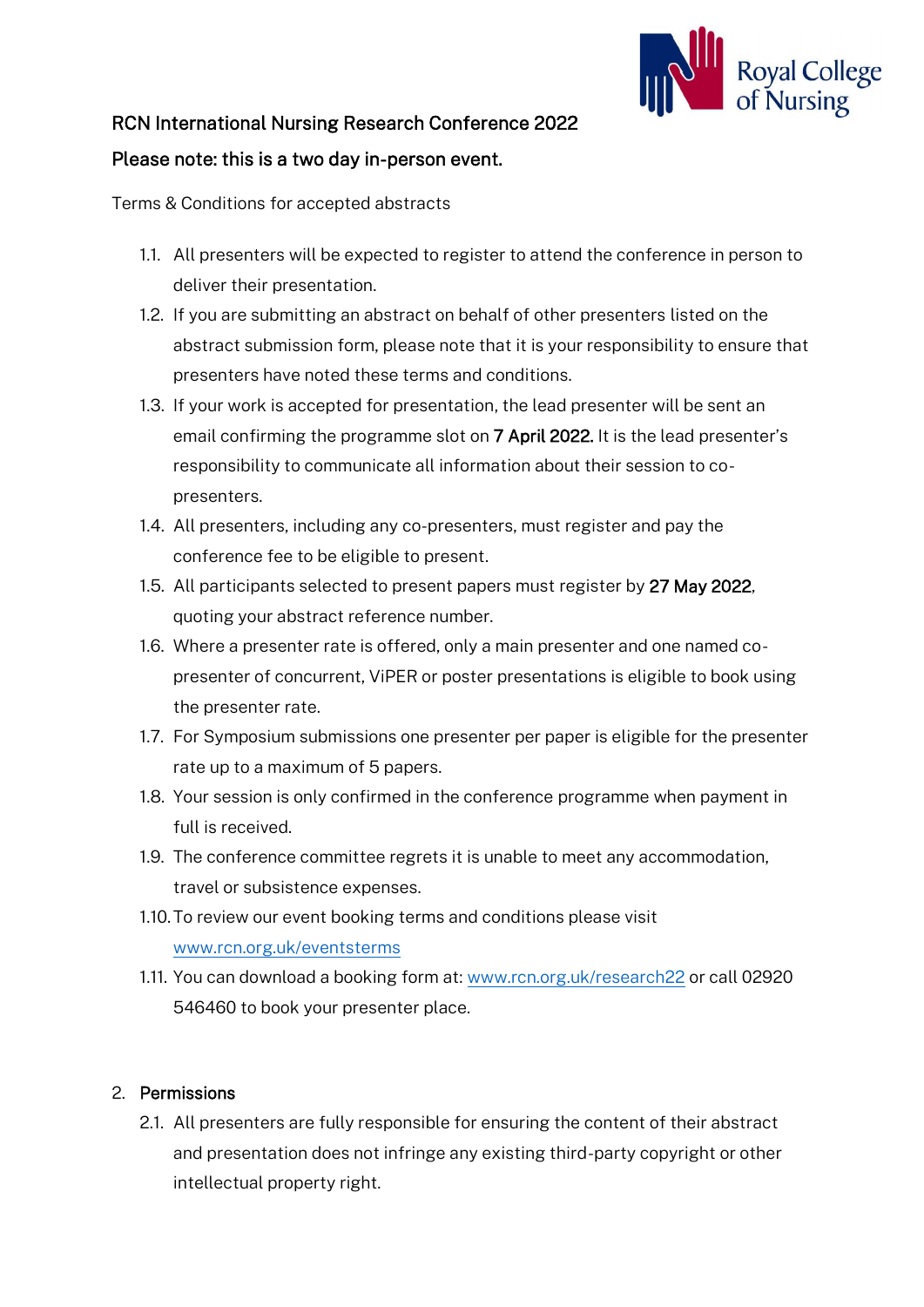# RCN International Nursing Research Conference 2022

## Please note: this is a two day in-person event.

Terms & Conditions for accepted abstracts

1.1. All presenters will be expected to register to attend the conference in person to deliver their presentation.

1.2. If you are submitting an abstract on behalf of other presenters listed on the abstract submission form, please note that it is your responsibility to ensure that presenters have noted these terms and conditions.

1.3. If your work is accepted for presentation, the lead presenter will be sent an email confirming the programme slot on **7 April 2022.** It is the lead presenter's responsibility to communicate all information about their session to co-presenters.

1.4. All presenters, including any co-presenters, must register and pay the conference fee to be eligible to present.

1.5. All participants selected to present papers must register by **27 May 2022**, quoting your abstract reference number.

1.6. Where a presenter rate is offered, only a main presenter and one named co-presenter of concurrent, ViPER or poster presentations is eligible to book using the presenter rate.

1.7. For Symposium submissions one presenter per paper is eligible for the presenter rate up to a maximum of 5 papers.

1.8. Your session is only confirmed in the conference programme when payment in full is received.

1.9. The conference committee regrets it is unable to meet any accommodation, travel or subsistence expenses.

1.10. To review our event booking terms and conditions please visit www.rcn.org.uk/eventsterms

1.11. You can download a booking form at: www.rcn.org.uk/research22 or call 02920 546460 to book your presenter place.

2. **Permissions**

2.1. All presenters are fully responsible for ensuring the content of their abstract and presentation does not infringe any existing third-party copyright or other intellectual property right.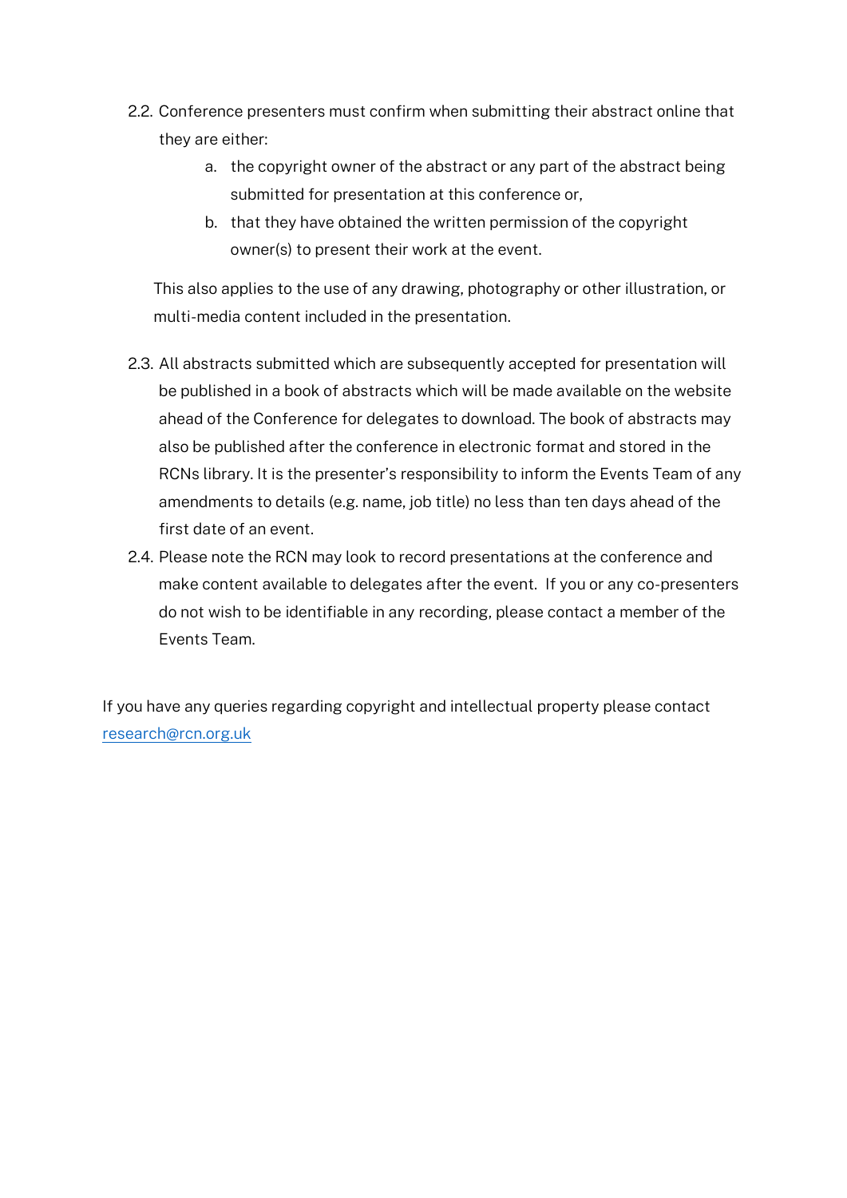2.2. Conference presenters must confirm when submitting their abstract online that they are either:

   a. the copyright owner of the abstract or any part of the abstract being submitted for presentation at this conference or,
   b. that they have obtained the written permission of the copyright owner(s) to present their work at the event.

   This also applies to the use of any drawing, photography or other illustration, or multi-media content included in the presentation.

2.3. All abstracts submitted which are subsequently accepted for presentation will be published in a book of abstracts which will be made available on the website ahead of the Conference for delegates to download. The book of abstracts may also be published after the conference in electronic format and stored in the RCNs library. It is the presenter's responsibility to inform the Events Team of any amendments to details (e.g. name, job title) no less than ten days ahead of the first date of an event.

2.4. Please note the RCN may look to record presentations at the conference and make content available to delegates after the event. If you or any co-presenters do not wish to be identifiable in any recording, please contact a member of the Events Team.

If you have any queries regarding copyright and intellectual property please contact [research@rcn.org.uk](mailto:research@rcn.org.uk)